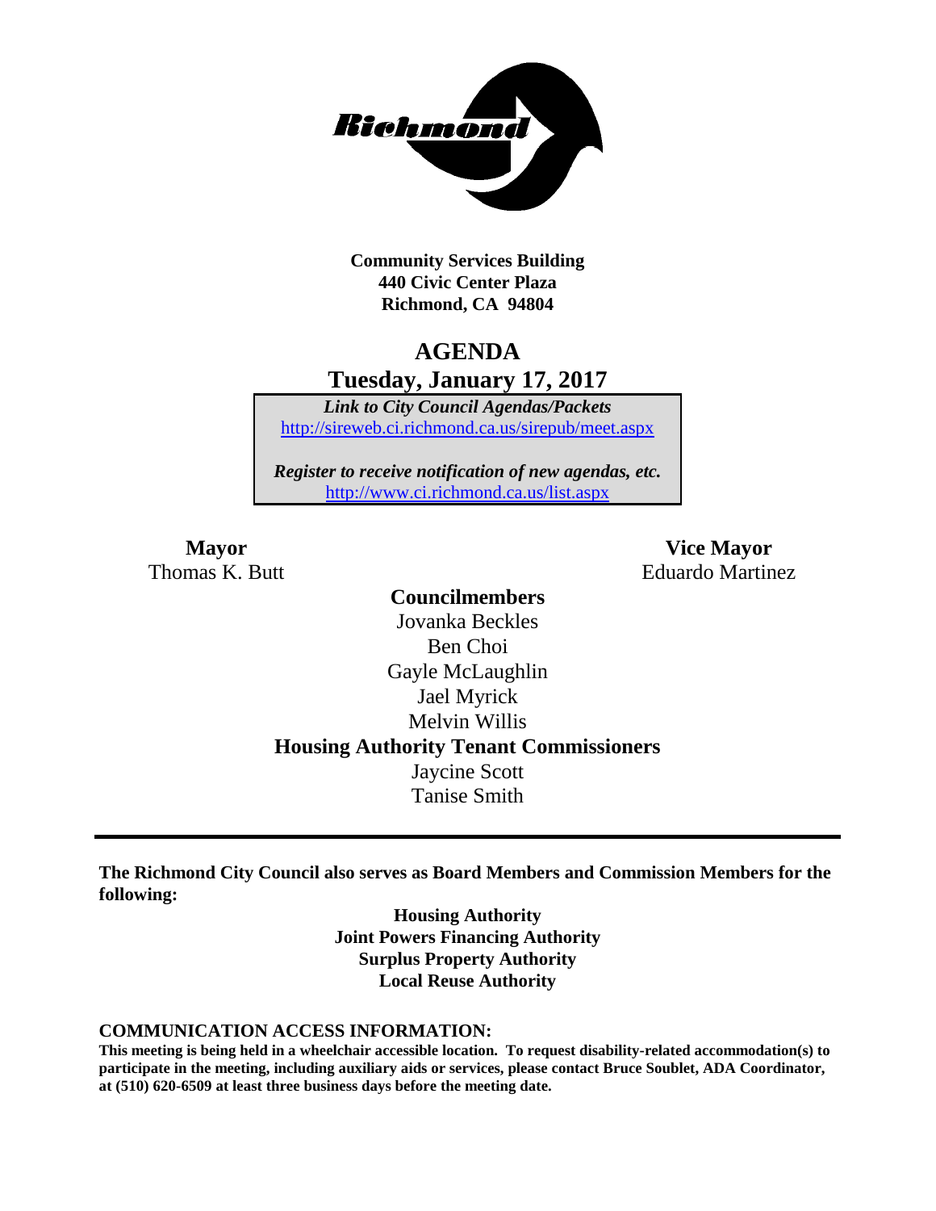**Community Services Building**
**440 Civic Center Plaza**
**Richmond, CA 94804**

# AGENDA

## Tuesday, January 17, 2017

***Link to City Council Agendas/Packets***
http://sireweb.ci.richmond.ca.us/sirepub/meet.aspx

***Register to receive notification of new agendas, etc.***
http://www.ci.richmond.ca.us/list.aspx

**Mayor**
Thomas K. Butt

**Vice Mayor**
Eduardo Martinez

**Councilmembers**
Jovanka Beckles
Ben Choi
Gayle McLaughlin
Jael Myrick
Melvin Willis

**Housing Authority Tenant Commissioners**
Jaycine Scott
Tanise Smith

---

**The Richmond City Council also serves as Board Members and Commission Members for the following:**

**Housing Authority**
**Joint Powers Financing Authority**
**Surplus Property Authority**
**Local Reuse Authority**

**COMMUNICATION ACCESS INFORMATION:**

**This meeting is being held in a wheelchair accessible location. To request disability-related accommodation(s) to participate in the meeting, including auxiliary aids or services, please contact Bruce Soublet, ADA Coordinator, at (510) 620-6509 at least three business days before the meeting date.**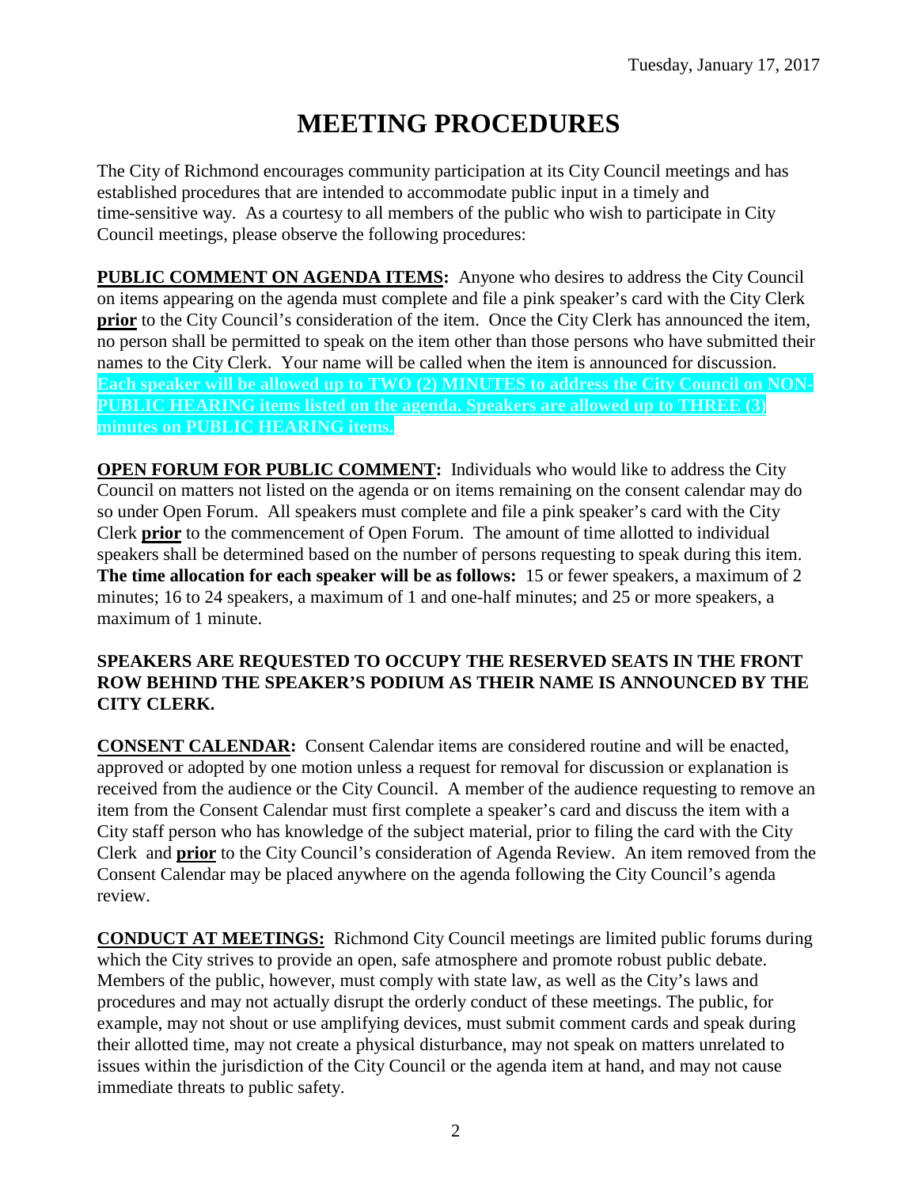# MEETING PROCEDURES

The City of Richmond encourages community participation at its City Council meetings and has established procedures that are intended to accommodate public input in a timely and time-sensitive way. As a courtesy to all members of the public who wish to participate in City Council meetings, please observe the following procedures:

**PUBLIC COMMENT ON AGENDA ITEMS:** Anyone who desires to address the City Council on items appearing on the agenda must complete and file a pink speaker's card with the City Clerk **prior** to the City Council's consideration of the item. Once the City Clerk has announced the item, no person shall be permitted to speak on the item other than those persons who have submitted their names to the City Clerk. Your name will be called when the item is announced for discussion. **Each speaker will be allowed up to TWO (2) MINUTES to address the City Council on NON-PUBLIC HEARING items listed on the agenda. Speakers are allowed up to THREE (3) minutes on PUBLIC HEARING items.**

**OPEN FORUM FOR PUBLIC COMMENT:** Individuals who would like to address the City Council on matters not listed on the agenda or on items remaining on the consent calendar may do so under Open Forum. All speakers must complete and file a pink speaker's card with the City Clerk **prior** to the commencement of Open Forum. The amount of time allotted to individual speakers shall be determined based on the number of persons requesting to speak during this item. **The time allocation for each speaker will be as follows:** 15 or fewer speakers, a maximum of 2 minutes; 16 to 24 speakers, a maximum of 1 and one-half minutes; and 25 or more speakers, a maximum of 1 minute.

**SPEAKERS ARE REQUESTED TO OCCUPY THE RESERVED SEATS IN THE FRONT ROW BEHIND THE SPEAKER'S PODIUM AS THEIR NAME IS ANNOUNCED BY THE CITY CLERK.**

**CONSENT CALENDAR:** Consent Calendar items are considered routine and will be enacted, approved or adopted by one motion unless a request for removal for discussion or explanation is received from the audience or the City Council. A member of the audience requesting to remove an item from the Consent Calendar must first complete a speaker's card and discuss the item with a City staff person who has knowledge of the subject material, prior to filing the card with the City Clerk and **prior** to the City Council's consideration of Agenda Review. An item removed from the Consent Calendar may be placed anywhere on the agenda following the City Council's agenda review.

**CONDUCT AT MEETINGS:** Richmond City Council meetings are limited public forums during which the City strives to provide an open, safe atmosphere and promote robust public debate. Members of the public, however, must comply with state law, as well as the City's laws and procedures and may not actually disrupt the orderly conduct of these meetings. The public, for example, may not shout or use amplifying devices, must submit comment cards and speak during their allotted time, may not create a physical disturbance, may not speak on matters unrelated to issues within the jurisdiction of the City Council or the agenda item at hand, and may not cause immediate threats to public safety.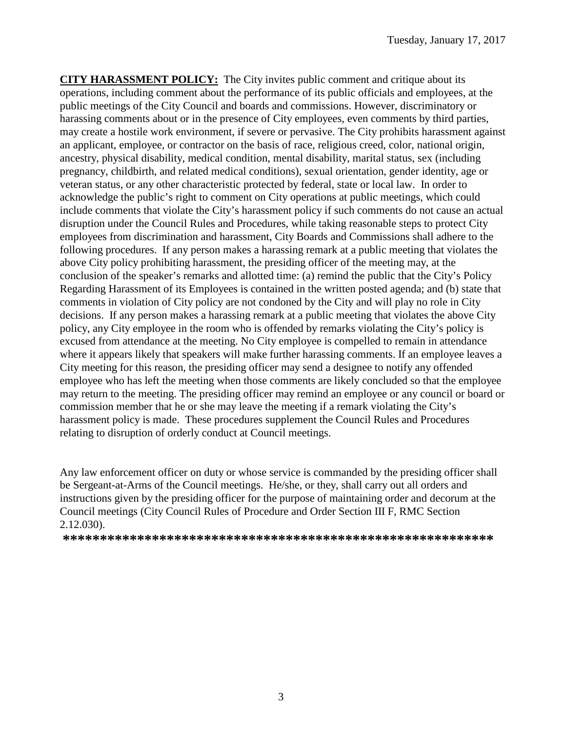**CITY HARASSMENT POLICY:** The City invites public comment and critique about its operations, including comment about the performance of its public officials and employees, at the public meetings of the City Council and boards and commissions. However, discriminatory or harassing comments about or in the presence of City employees, even comments by third parties, may create a hostile work environment, if severe or pervasive. The City prohibits harassment against an applicant, employee, or contractor on the basis of race, religious creed, color, national origin, ancestry, physical disability, medical condition, mental disability, marital status, sex (including pregnancy, childbirth, and related medical conditions), sexual orientation, gender identity, age or veteran status, or any other characteristic protected by federal, state or local law. In order to acknowledge the public's right to comment on City operations at public meetings, which could include comments that violate the City's harassment policy if such comments do not cause an actual disruption under the Council Rules and Procedures, while taking reasonable steps to protect City employees from discrimination and harassment, City Boards and Commissions shall adhere to the following procedures. If any person makes a harassing remark at a public meeting that violates the above City policy prohibiting harassment, the presiding officer of the meeting may, at the conclusion of the speaker's remarks and allotted time: (a) remind the public that the City's Policy Regarding Harassment of its Employees is contained in the written posted agenda; and (b) state that comments in violation of City policy are not condoned by the City and will play no role in City decisions. If any person makes a harassing remark at a public meeting that violates the above City policy, any City employee in the room who is offended by remarks violating the City's policy is excused from attendance at the meeting. No City employee is compelled to remain in attendance where it appears likely that speakers will make further harassing comments. If an employee leaves a City meeting for this reason, the presiding officer may send a designee to notify any offended employee who has left the meeting when those comments are likely concluded so that the employee may return to the meeting. The presiding officer may remind an employee or any council or board or commission member that he or she may leave the meeting if a remark violating the City's harassment policy is made. These procedures supplement the Council Rules and Procedures relating to disruption of orderly conduct at Council meetings.

Any law enforcement officer on duty or whose service is commanded by the presiding officer shall be Sergeant-at-Arms of the Council meetings. He/she, or they, shall carry out all orders and instructions given by the presiding officer for the purpose of maintaining order and decorum at the Council meetings (City Council Rules of Procedure and Order Section III F, RMC Section 2.12.030).

**\*\*\*\*\*\*\*\*\*\*\*\*\*\*\*\*\*\*\*\*\*\*\*\*\*\*\*\*\*\*\*\*\*\*\*\*\*\*\*\*\*\*\*\*\*\*\*\*\*\*\*\*\*\*\*\*\*\*\*\*\*\***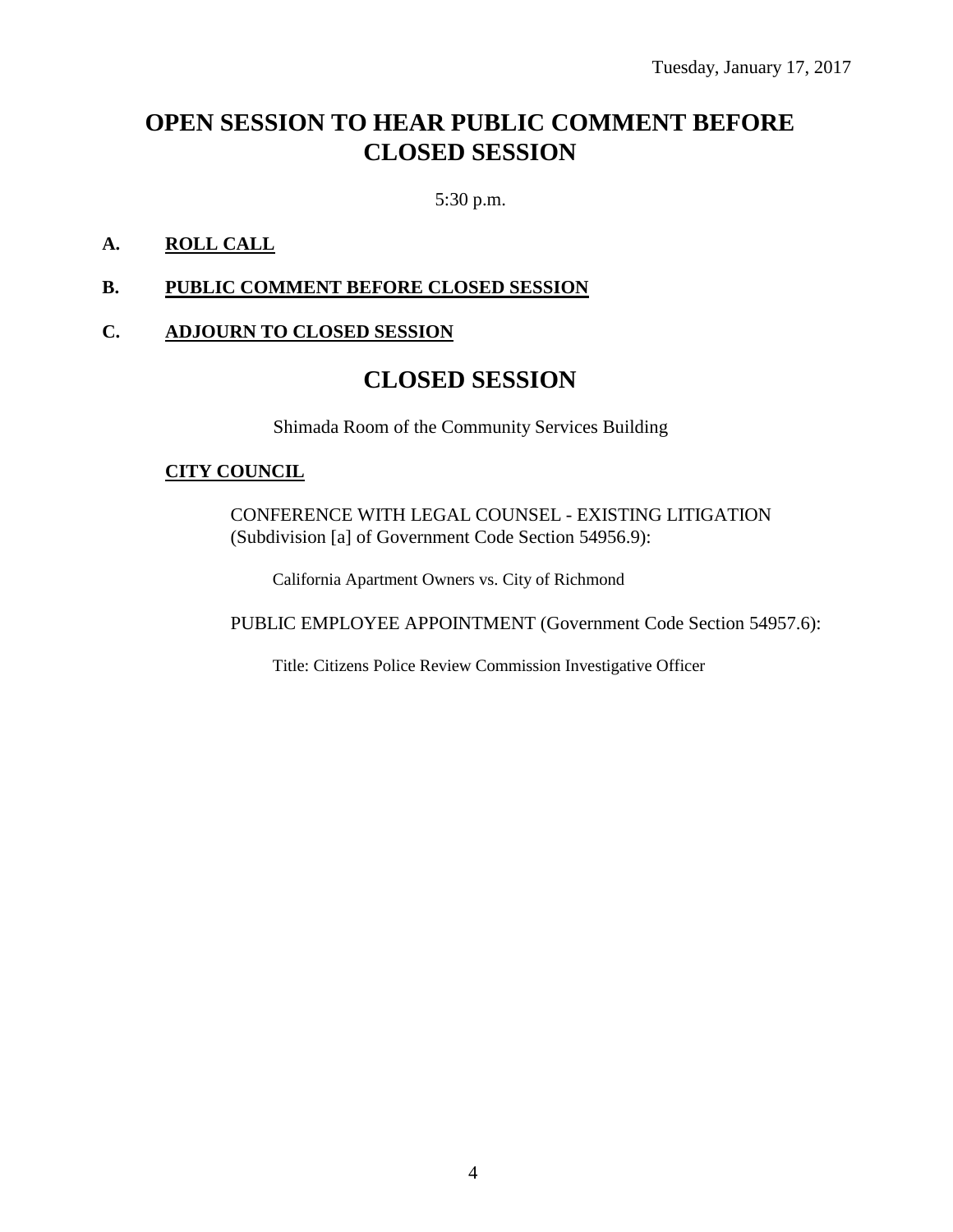Tuesday, January 17, 2017

# OPEN SESSION TO HEAR PUBLIC COMMENT BEFORE CLOSED SESSION

5:30 p.m.

**A. ROLL CALL**

**B. PUBLIC COMMENT BEFORE CLOSED SESSION**

**C. ADJOURN TO CLOSED SESSION**

# CLOSED SESSION

Shimada Room of the Community Services Building

**CITY COUNCIL**

CONFERENCE WITH LEGAL COUNSEL - EXISTING LITIGATION (Subdivision [a] of Government Code Section 54956.9):

California Apartment Owners vs. City of Richmond

PUBLIC EMPLOYEE APPOINTMENT (Government Code Section 54957.6):

Title: Citizens Police Review Commission Investigative Officer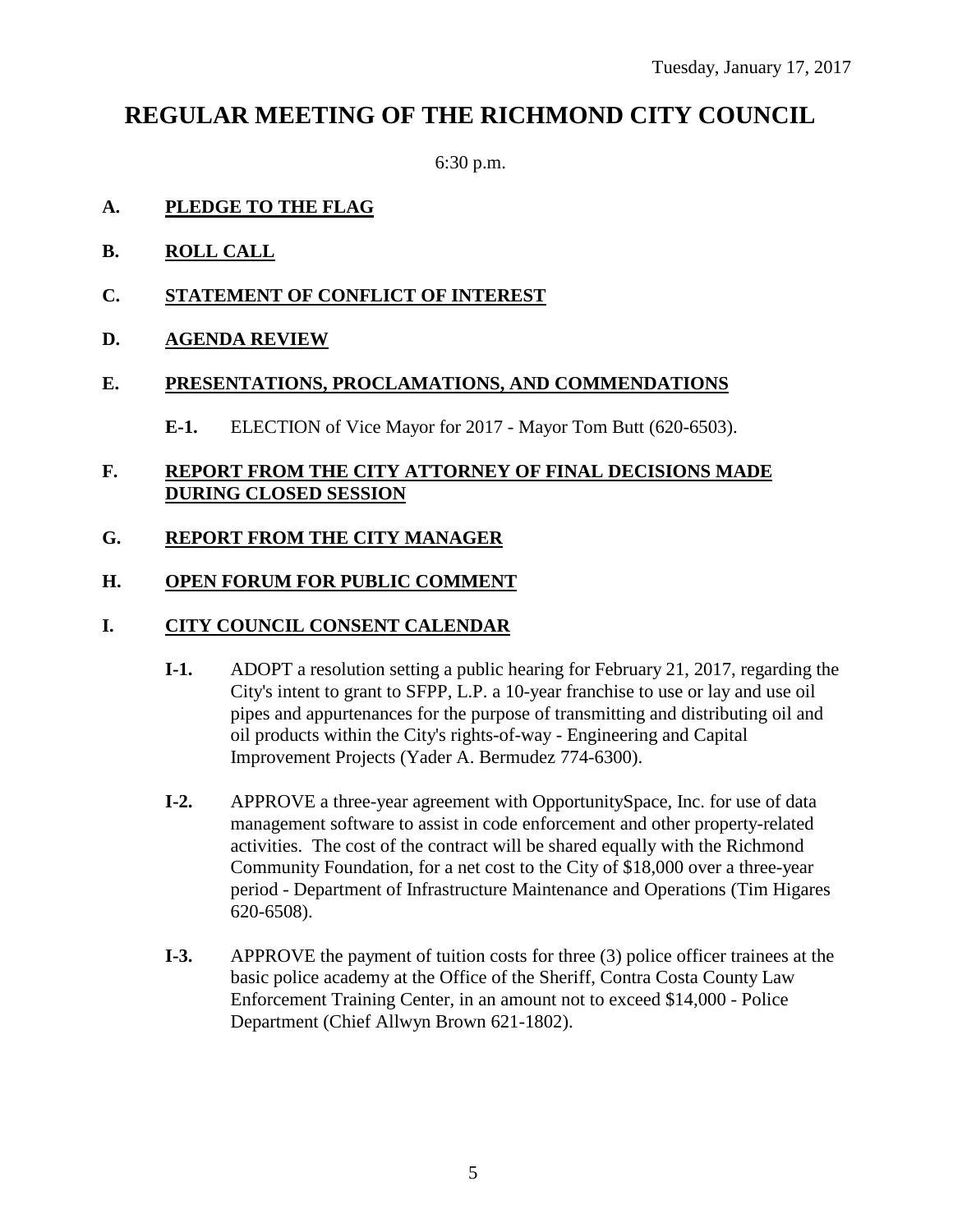Tuesday, January 17, 2017

# REGULAR MEETING OF THE RICHMOND CITY COUNCIL

6:30 p.m.

**A. PLEDGE TO THE FLAG**

**B. ROLL CALL**

**C. STATEMENT OF CONFLICT OF INTEREST**

**D. AGENDA REVIEW**

**E. PRESENTATIONS, PROCLAMATIONS, AND COMMENDATIONS**

- **E-1.** ELECTION of Vice Mayor for 2017 - Mayor Tom Butt (620-6503).

**F. REPORT FROM THE CITY ATTORNEY OF FINAL DECISIONS MADE DURING CLOSED SESSION**

**G. REPORT FROM THE CITY MANAGER**

**H. OPEN FORUM FOR PUBLIC COMMENT**

**I. CITY COUNCIL CONSENT CALENDAR**

- **I-1.** ADOPT a resolution setting a public hearing for February 21, 2017, regarding the City's intent to grant to SFPP, L.P. a 10-year franchise to use or lay and use oil pipes and appurtenances for the purpose of transmitting and distributing oil and oil products within the City's rights-of-way - Engineering and Capital Improvement Projects (Yader A. Bermudez 774-6300).

- **I-2.** APPROVE a three-year agreement with OpportunitySpace, Inc. for use of data management software to assist in code enforcement and other property-related activities. The cost of the contract will be shared equally with the Richmond Community Foundation, for a net cost to the City of $18,000 over a three-year period - Department of Infrastructure Maintenance and Operations (Tim Higares 620-6508).

- **I-3.** APPROVE the payment of tuition costs for three (3) police officer trainees at the basic police academy at the Office of the Sheriff, Contra Costa County Law Enforcement Training Center, in an amount not to exceed $14,000 - Police Department (Chief Allwyn Brown 621-1802).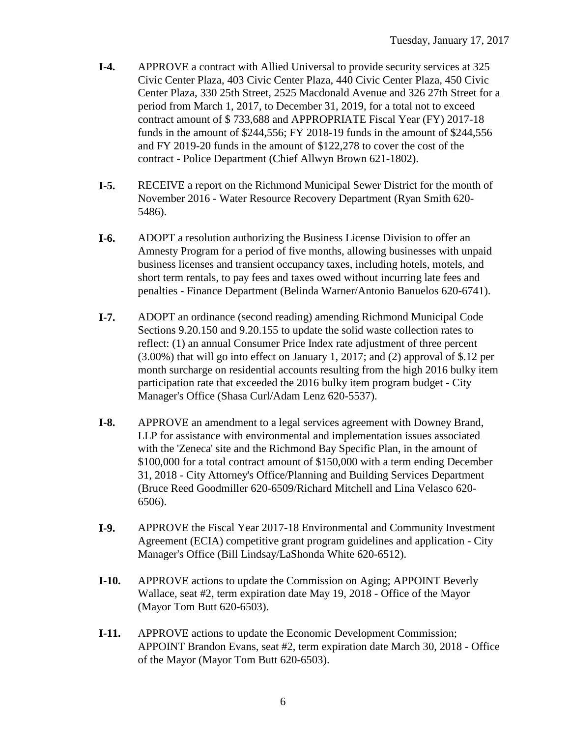**I-4.** APPROVE a contract with Allied Universal to provide security services at 325 Civic Center Plaza, 403 Civic Center Plaza, 440 Civic Center Plaza, 450 Civic Center Plaza, 330 25th Street, 2525 Macdonald Avenue and 326 27th Street for a period from March 1, 2017, to December 31, 2019, for a total not to exceed contract amount of $ 733,688 and APPROPRIATE Fiscal Year (FY) 2017-18 funds in the amount of $244,556; FY 2018-19 funds in the amount of $244,556 and FY 2019-20 funds in the amount of $122,278 to cover the cost of the contract - Police Department (Chief Allwyn Brown 621-1802).

**I-5.** RECEIVE a report on the Richmond Municipal Sewer District for the month of November 2016 - Water Resource Recovery Department (Ryan Smith 620-5486).

**I-6.** ADOPT a resolution authorizing the Business License Division to offer an Amnesty Program for a period of five months, allowing businesses with unpaid business licenses and transient occupancy taxes, including hotels, motels, and short term rentals, to pay fees and taxes owed without incurring late fees and penalties - Finance Department (Belinda Warner/Antonio Banuelos 620-6741).

**I-7.** ADOPT an ordinance (second reading) amending Richmond Municipal Code Sections 9.20.150 and 9.20.155 to update the solid waste collection rates to reflect: (1) an annual Consumer Price Index rate adjustment of three percent (3.00%) that will go into effect on January 1, 2017; and (2) approval of $.12 per month surcharge on residential accounts resulting from the high 2016 bulky item participation rate that exceeded the 2016 bulky item program budget - City Manager's Office (Shasa Curl/Adam Lenz 620-5537).

**I-8.** APPROVE an amendment to a legal services agreement with Downey Brand, LLP for assistance with environmental and implementation issues associated with the 'Zeneca' site and the Richmond Bay Specific Plan, in the amount of $100,000 for a total contract amount of $150,000 with a term ending December 31, 2018 - City Attorney's Office/Planning and Building Services Department (Bruce Reed Goodmiller 620-6509/Richard Mitchell and Lina Velasco 620-6506).

**I-9.** APPROVE the Fiscal Year 2017-18 Environmental and Community Investment Agreement (ECIA) competitive grant program guidelines and application - City Manager's Office (Bill Lindsay/LaShonda White 620-6512).

**I-10.** APPROVE actions to update the Commission on Aging; APPOINT Beverly Wallace, seat #2, term expiration date May 19, 2018 - Office of the Mayor (Mayor Tom Butt 620-6503).

**I-11.** APPROVE actions to update the Economic Development Commission; APPOINT Brandon Evans, seat #2, term expiration date March 30, 2018 - Office of the Mayor (Mayor Tom Butt 620-6503).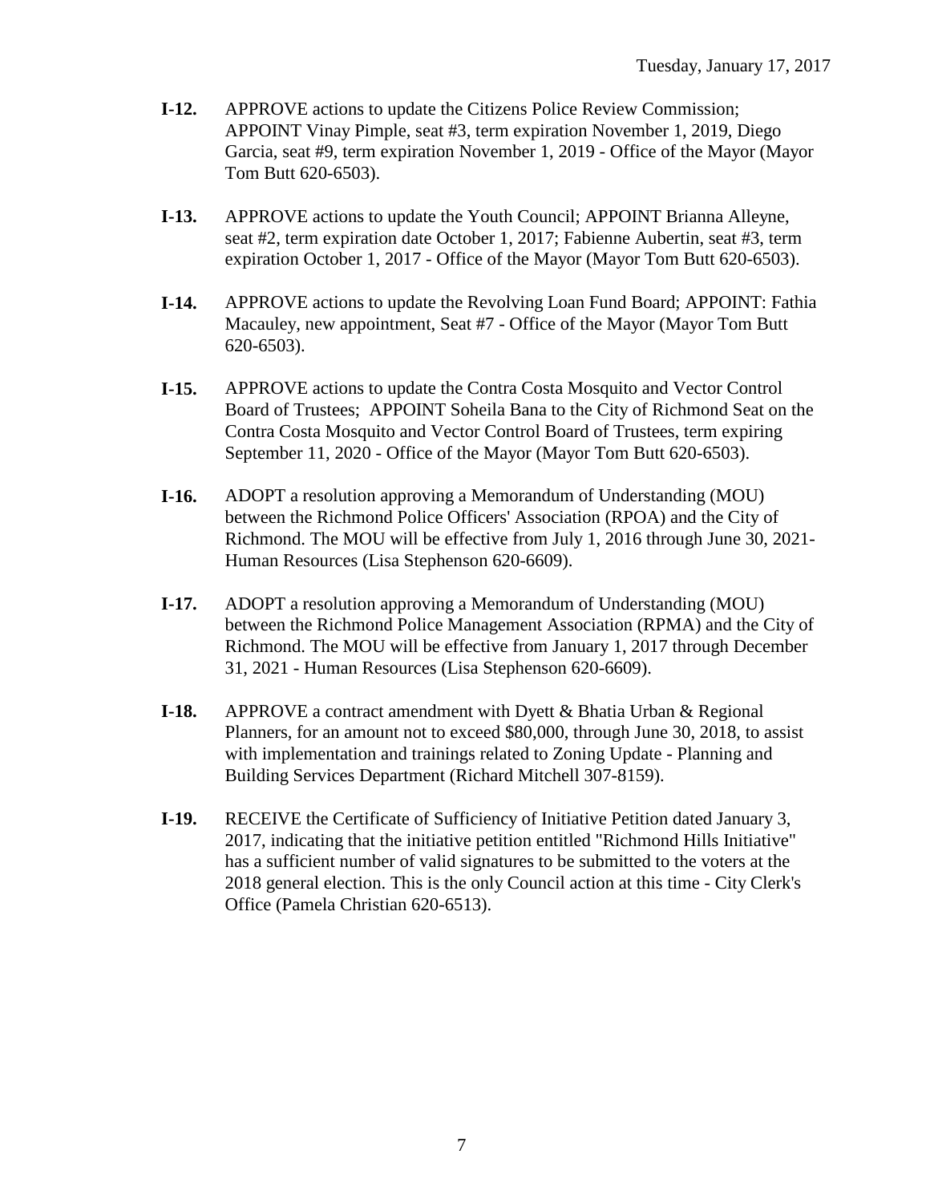**I-12.** APPROVE actions to update the Citizens Police Review Commission; APPOINT Vinay Pimple, seat #3, term expiration November 1, 2019, Diego Garcia, seat #9, term expiration November 1, 2019 - Office of the Mayor (Mayor Tom Butt 620-6503).

**I-13.** APPROVE actions to update the Youth Council; APPOINT Brianna Alleyne, seat #2, term expiration date October 1, 2017; Fabienne Aubertin, seat #3, term expiration October 1, 2017 - Office of the Mayor (Mayor Tom Butt 620-6503).

**I-14.** APPROVE actions to update the Revolving Loan Fund Board; APPOINT: Fathia Macauley, new appointment, Seat #7 - Office of the Mayor (Mayor Tom Butt 620-6503).

**I-15.** APPROVE actions to update the Contra Costa Mosquito and Vector Control Board of Trustees; APPOINT Soheila Bana to the City of Richmond Seat on the Contra Costa Mosquito and Vector Control Board of Trustees, term expiring September 11, 2020 - Office of the Mayor (Mayor Tom Butt 620-6503).

**I-16.** ADOPT a resolution approving a Memorandum of Understanding (MOU) between the Richmond Police Officers' Association (RPOA) and the City of Richmond. The MOU will be effective from July 1, 2016 through June 30, 2021-Human Resources (Lisa Stephenson 620-6609).

**I-17.** ADOPT a resolution approving a Memorandum of Understanding (MOU) between the Richmond Police Management Association (RPMA) and the City of Richmond. The MOU will be effective from January 1, 2017 through December 31, 2021 - Human Resources (Lisa Stephenson 620-6609).

**I-18.** APPROVE a contract amendment with Dyett & Bhatia Urban & Regional Planners, for an amount not to exceed $80,000, through June 30, 2018, to assist with implementation and trainings related to Zoning Update - Planning and Building Services Department (Richard Mitchell 307-8159).

**I-19.** RECEIVE the Certificate of Sufficiency of Initiative Petition dated January 3, 2017, indicating that the initiative petition entitled "Richmond Hills Initiative" has a sufficient number of valid signatures to be submitted to the voters at the 2018 general election. This is the only Council action at this time - City Clerk's Office (Pamela Christian 620-6513).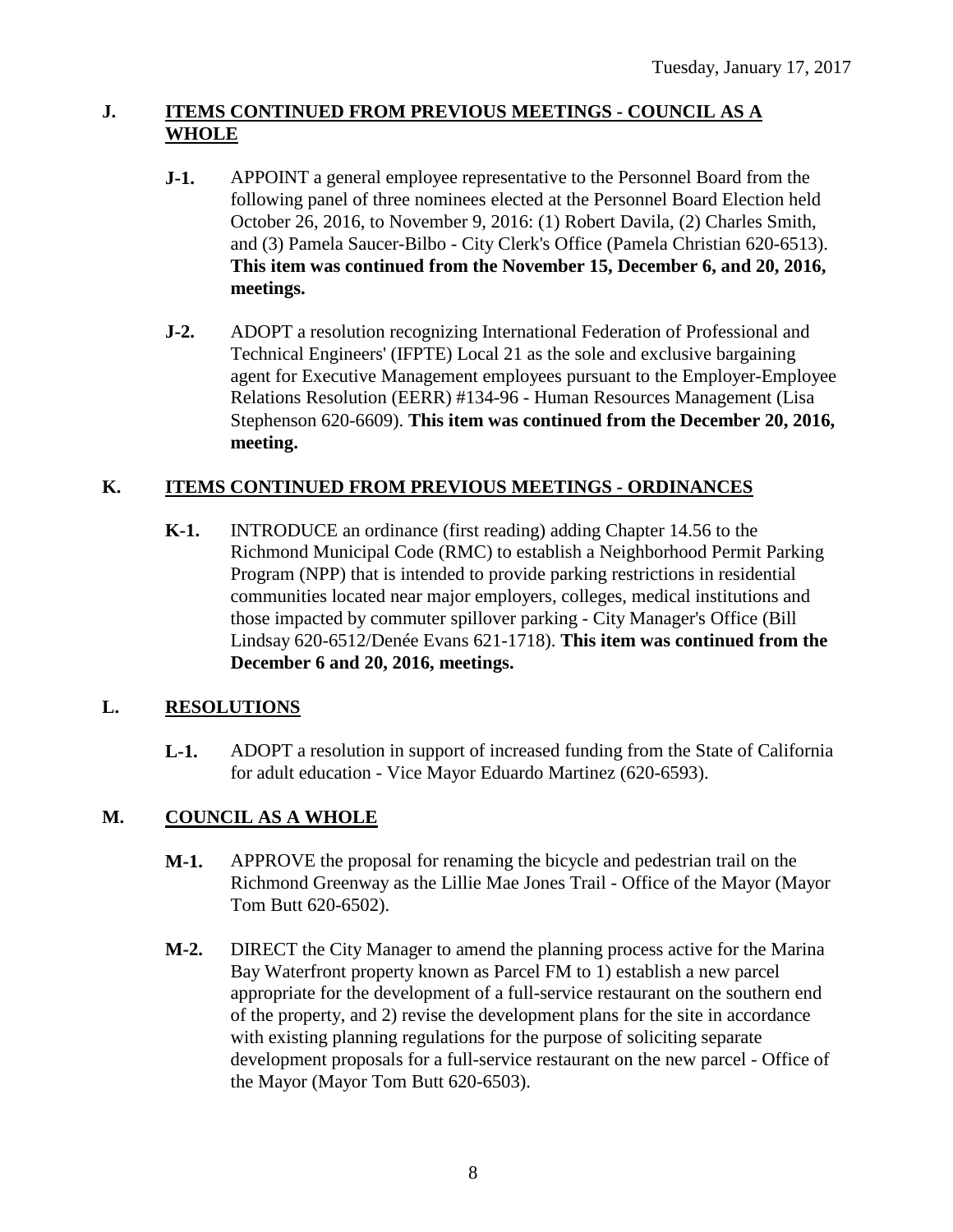## J. ITEMS CONTINUED FROM PREVIOUS MEETINGS - COUNCIL AS A WHOLE

**J-1.** APPOINT a general employee representative to the Personnel Board from the following panel of three nominees elected at the Personnel Board Election held October 26, 2016, to November 9, 2016: (1) Robert Davila, (2) Charles Smith, and (3) Pamela Saucer-Bilbo - City Clerk's Office (Pamela Christian 620-6513). **This item was continued from the November 15, December 6, and 20, 2016, meetings.**

**J-2.** ADOPT a resolution recognizing International Federation of Professional and Technical Engineers' (IFPTE) Local 21 as the sole and exclusive bargaining agent for Executive Management employees pursuant to the Employer-Employee Relations Resolution (EERR) #134-96 - Human Resources Management (Lisa Stephenson 620-6609). **This item was continued from the December 20, 2016, meeting.**

## K. ITEMS CONTINUED FROM PREVIOUS MEETINGS - ORDINANCES

**K-1.** INTRODUCE an ordinance (first reading) adding Chapter 14.56 to the Richmond Municipal Code (RMC) to establish a Neighborhood Permit Parking Program (NPP) that is intended to provide parking restrictions in residential communities located near major employers, colleges, medical institutions and those impacted by commuter spillover parking - City Manager's Office (Bill Lindsay 620-6512/Denée Evans 621-1718). **This item was continued from the December 6 and 20, 2016, meetings.**

## L. RESOLUTIONS

**L-1.** ADOPT a resolution in support of increased funding from the State of California for adult education - Vice Mayor Eduardo Martinez (620-6593).

## M. COUNCIL AS A WHOLE

**M-1.** APPROVE the proposal for renaming the bicycle and pedestrian trail on the Richmond Greenway as the Lillie Mae Jones Trail - Office of the Mayor (Mayor Tom Butt 620-6502).

**M-2.** DIRECT the City Manager to amend the planning process active for the Marina Bay Waterfront property known as Parcel FM to 1) establish a new parcel appropriate for the development of a full-service restaurant on the southern end of the property, and 2) revise the development plans for the site in accordance with existing planning regulations for the purpose of soliciting separate development proposals for a full-service restaurant on the new parcel - Office of the Mayor (Mayor Tom Butt 620-6503).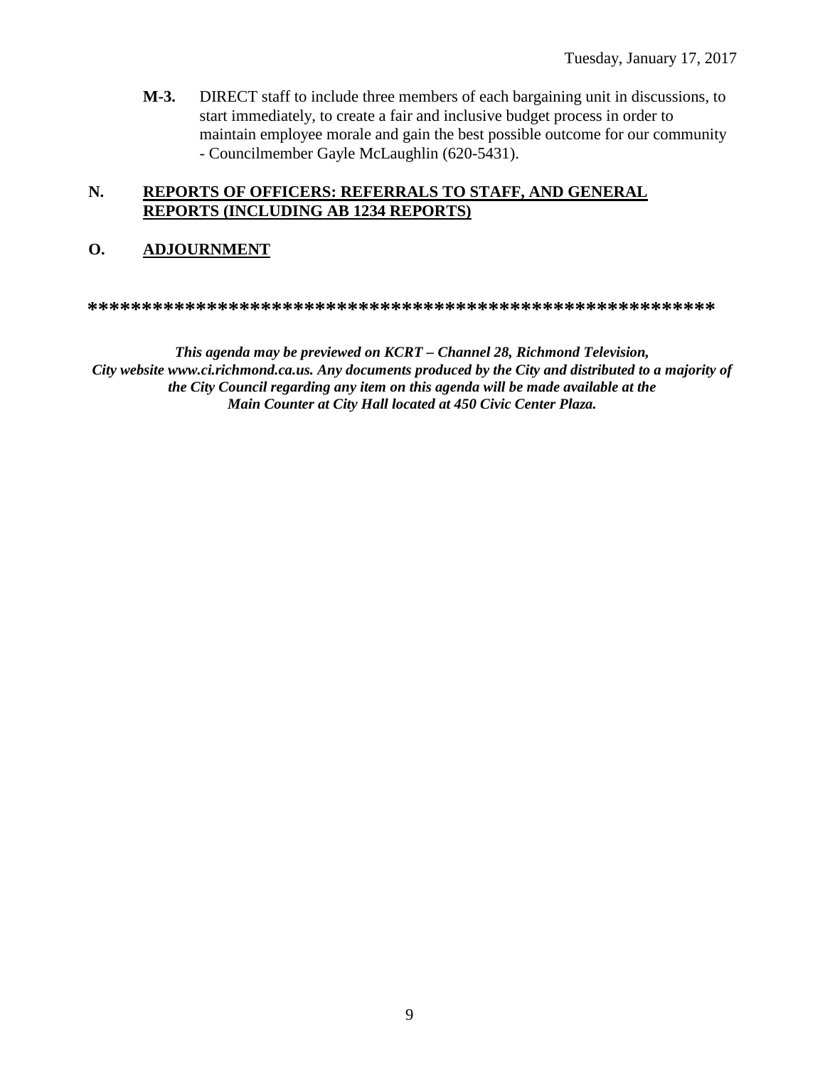**M-3.** DIRECT staff to include three members of each bargaining unit in discussions, to start immediately, to create a fair and inclusive budget process in order to maintain employee morale and gain the best possible outcome for our community - Councilmember Gayle McLaughlin (620-5431).

## N. REPORTS OF OFFICERS: REFERRALS TO STAFF, AND GENERAL REPORTS (INCLUDING AB 1234 REPORTS)

## O. ADJOURNMENT

**************************************************************

***This agenda may be previewed on KCRT – Channel 28, Richmond Television, City website www.ci.richmond.ca.us. Any documents produced by the City and distributed to a majority of the City Council regarding any item on this agenda will be made available at the Main Counter at City Hall located at 450 Civic Center Plaza.***